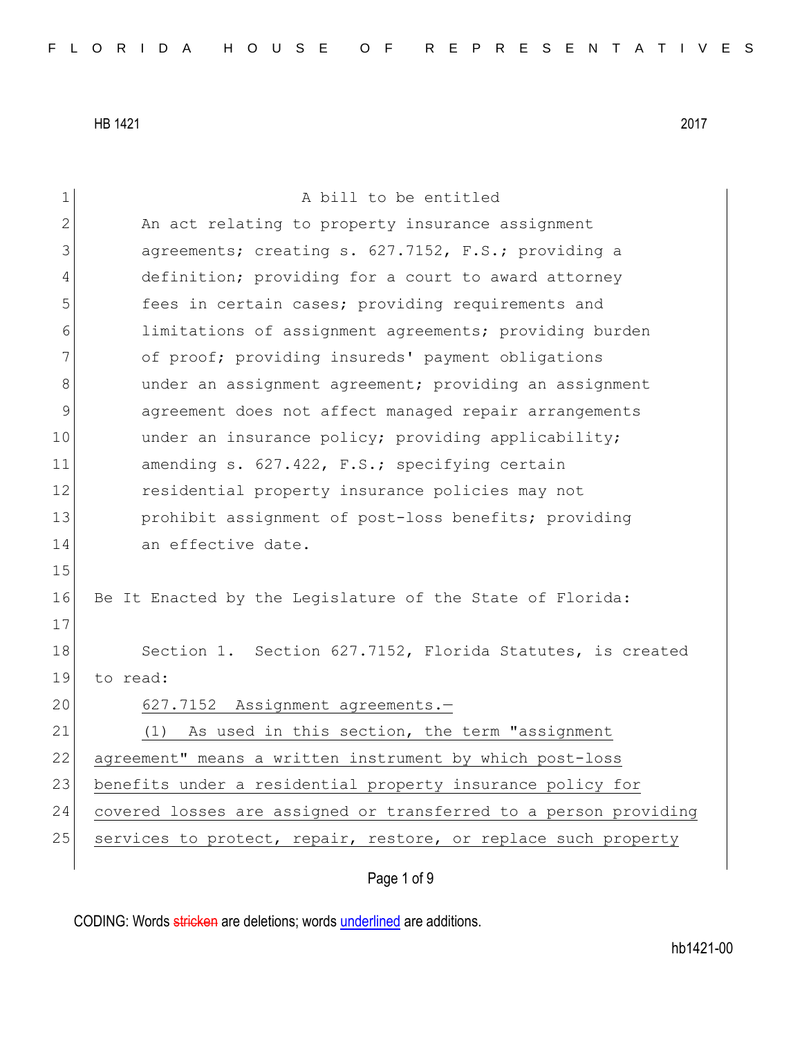HB 1421 2017

A bill to be entitled

An act relating to property insurance assignment agreements; creating s. 627.7152, F.S.; providing a definition; providing for a court to award attorney fees in certain cases; providing requirements and limitations of assignment agreements; providing burden of proof; providing insureds' payment obligations under an assignment agreement; providing an assignment agreement does not affect managed repair arrangements under an insurance policy; providing applicability; amending s. 627.422, F.S.; specifying certain residential property insurance policies may not prohibit assignment of post-loss benefits; providing an effective date.

Be It Enacted by the Legislature of the State of Florida:

Section 1. Section 627.7152, Florida Statutes, is created to read:

627.7152 Assignment agreements.—

(1) As used in this section, the term "assignment agreement" means a written instrument by which post-loss benefits under a residential property insurance policy for covered losses are assigned or transferred to a person providing services to protect, repair, restore, or replace such property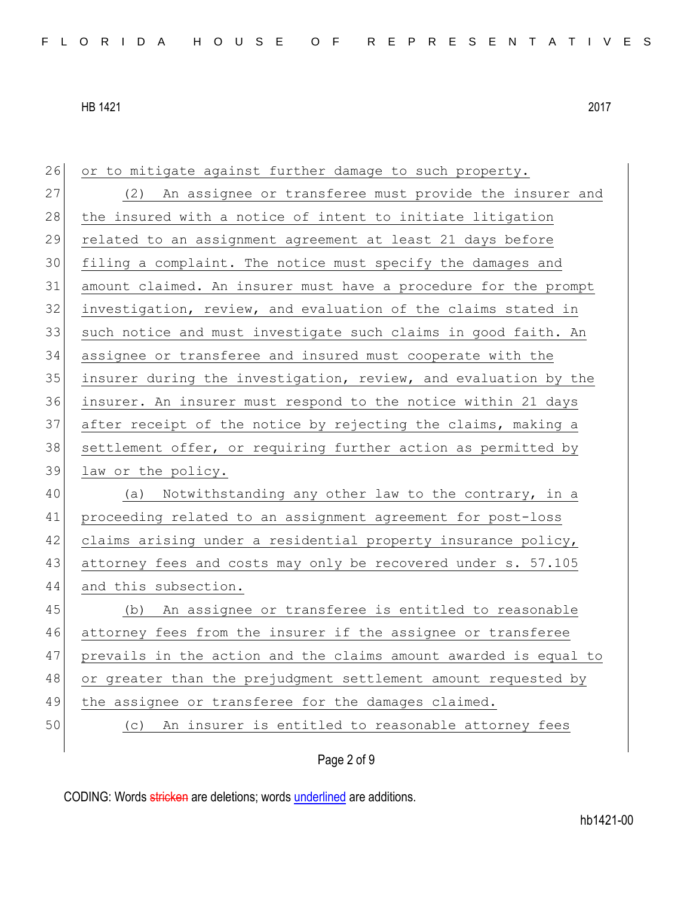or to mitigate against further damage to such property.

(2) An assignee or transferee must provide the insurer and the insured with a notice of intent to initiate litigation related to an assignment agreement at least 21 days before filing a complaint. The notice must specify the damages and amount claimed. An insurer must have a procedure for the prompt investigation, review, and evaluation of the claims stated in such notice and must investigate such claims in good faith. An assignee or transferee and insured must cooperate with the insurer during the investigation, review, and evaluation by the insurer. An insurer must respond to the notice within 21 days after receipt of the notice by rejecting the claims, making a settlement offer, or requiring further action as permitted by law or the policy.

(a) Notwithstanding any other law to the contrary, in a proceeding related to an assignment agreement for post-loss claims arising under a residential property insurance policy, attorney fees and costs may only be recovered under s. 57.105 and this subsection.

(b) An assignee or transferee is entitled to reasonable attorney fees from the insurer if the assignee or transferee prevails in the action and the claims amount awarded is equal to or greater than the prejudgment settlement amount requested by the assignee or transferee for the damages claimed.

(c) An insurer is entitled to reasonable attorney fees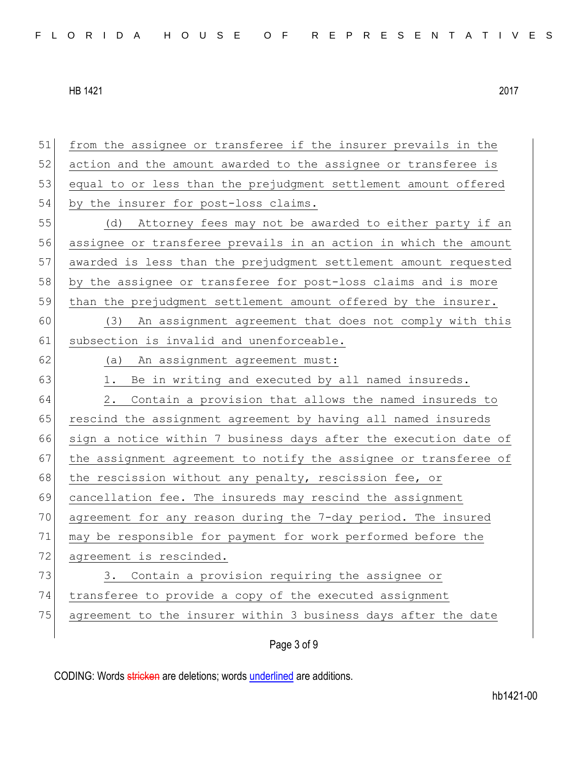from the assignee or transferee if the insurer prevails in the action and the amount awarded to the assignee or transferee is equal to or less than the prejudgment settlement amount offered by the insurer for post-loss claims.

(d) Attorney fees may not be awarded to either party if an assignee or transferee prevails in an action in which the amount awarded is less than the prejudgment settlement amount requested by the assignee or transferee for post-loss claims and is more than the prejudgment settlement amount offered by the insurer.

(3) An assignment agreement that does not comply with this subsection is invalid and unenforceable.

(a) An assignment agreement must:

1. Be in writing and executed by all named insureds.

2. Contain a provision that allows the named insureds to rescind the assignment agreement by having all named insureds sign a notice within 7 business days after the execution date of the assignment agreement to notify the assignee or transferee of the rescission without any penalty, rescission fee, or cancellation fee. The insureds may rescind the assignment agreement for any reason during the 7-day period. The insured may be responsible for payment for work performed before the agreement is rescinded.

3. Contain a provision requiring the assignee or transferee to provide a copy of the executed assignment agreement to the insurer within 3 business days after the date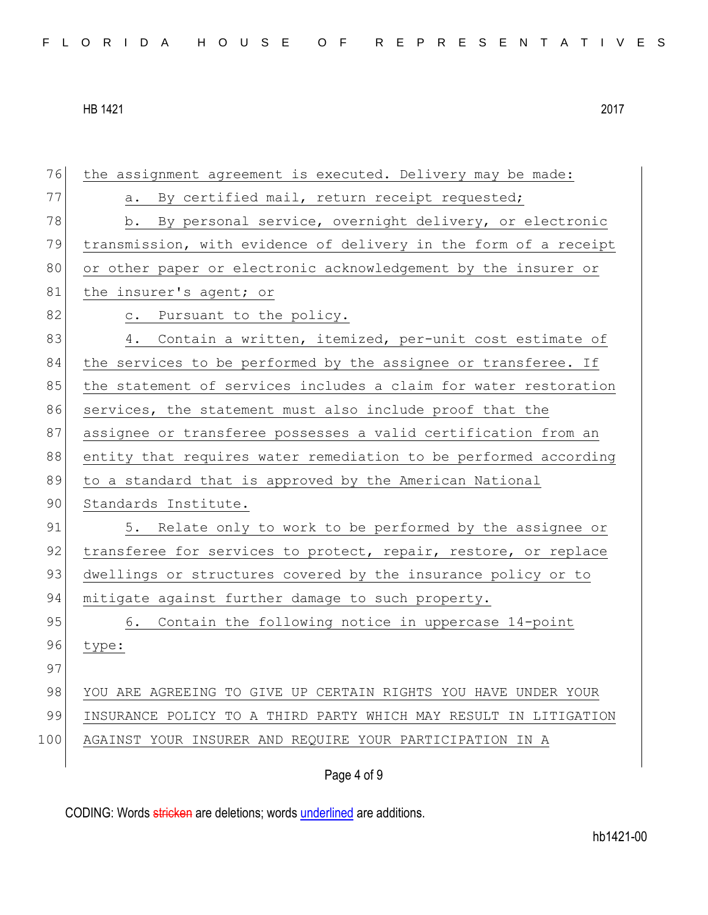the assignment agreement is executed. Delivery may be made:

a. By certified mail, return receipt requested;

b. By personal service, overnight delivery, or electronic transmission, with evidence of delivery in the form of a receipt or other paper or electronic acknowledgement by the insurer or the insurer's agent; or

c. Pursuant to the policy.

4. Contain a written, itemized, per-unit cost estimate of the services to be performed by the assignee or transferee. If the statement of services includes a claim for water restoration services, the statement must also include proof that the assignee or transferee possesses a valid certification from an entity that requires water remediation to be performed according to a standard that is approved by the American National Standards Institute.

5. Relate only to work to be performed by the assignee or transferee for services to protect, repair, restore, or replace dwellings or structures covered by the insurance policy or to mitigate against further damage to such property.

6. Contain the following notice in uppercase 14-point type:

YOU ARE AGREEING TO GIVE UP CERTAIN RIGHTS YOU HAVE UNDER YOUR INSURANCE POLICY TO A THIRD PARTY WHICH MAY RESULT IN LITIGATION AGAINST YOUR INSURER AND REQUIRE YOUR PARTICIPATION IN A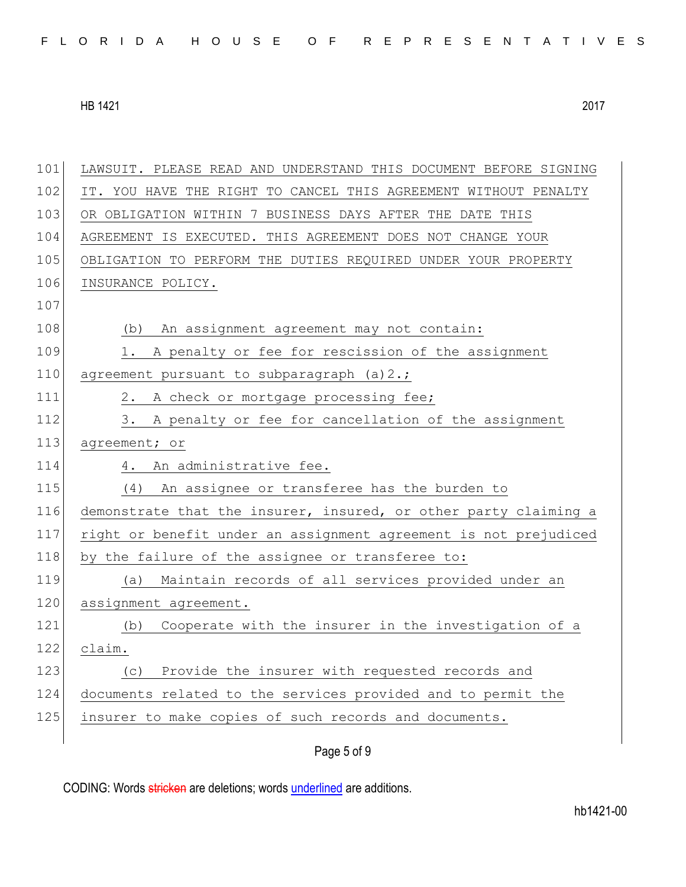LAWSUIT. PLEASE READ AND UNDERSTAND THIS DOCUMENT BEFORE SIGNING IT. YOU HAVE THE RIGHT TO CANCEL THIS AGREEMENT WITHOUT PENALTY OR OBLIGATION WITHIN 7 BUSINESS DAYS AFTER THE DATE THIS AGREEMENT IS EXECUTED. THIS AGREEMENT DOES NOT CHANGE YOUR OBLIGATION TO PERFORM THE DUTIES REQUIRED UNDER YOUR PROPERTY INSURANCE POLICY.

(b) An assignment agreement may not contain:

1. A penalty or fee for rescission of the assignment agreement pursuant to subparagraph (a)2.;

2. A check or mortgage processing fee;

3. A penalty or fee for cancellation of the assignment agreement; or

4. An administrative fee.

(4) An assignee or transferee has the burden to demonstrate that the insurer, insured, or other party claiming a right or benefit under an assignment agreement is not prejudiced by the failure of the assignee or transferee to:

(a) Maintain records of all services provided under an assignment agreement.

(b) Cooperate with the insurer in the investigation of a claim.

(c) Provide the insurer with requested records and documents related to the services provided and to permit the insurer to make copies of such records and documents.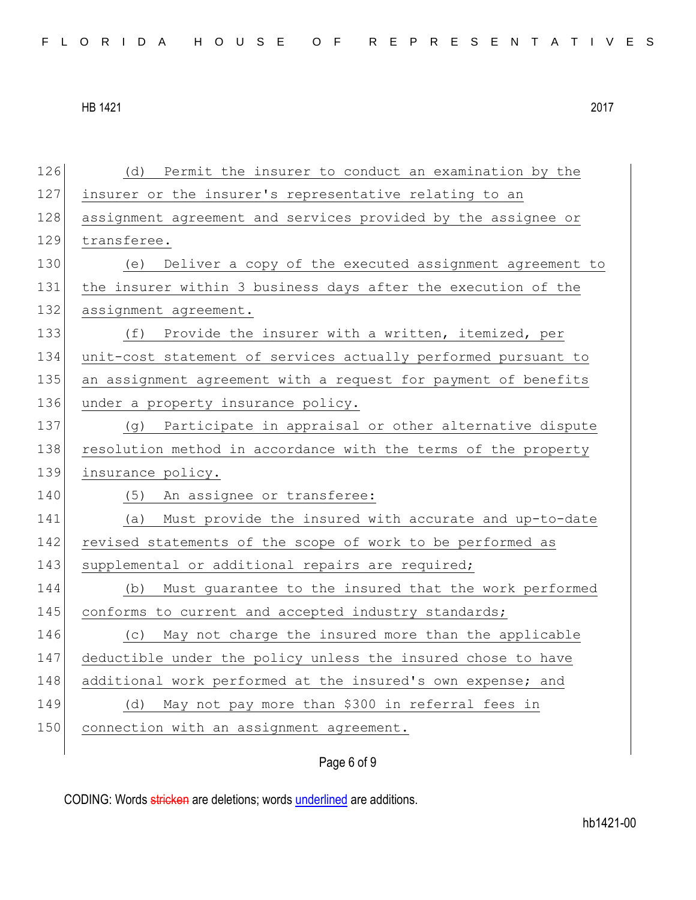(d) Permit the insurer to conduct an examination by the insurer or the insurer's representative relating to an assignment agreement and services provided by the assignee or transferee.

(e) Deliver a copy of the executed assignment agreement to the insurer within 3 business days after the execution of the assignment agreement.

(f) Provide the insurer with a written, itemized, per unit-cost statement of services actually performed pursuant to an assignment agreement with a request for payment of benefits under a property insurance policy.

(g) Participate in appraisal or other alternative dispute resolution method in accordance with the terms of the property insurance policy.

(5) An assignee or transferee:

(a) Must provide the insured with accurate and up-to-date revised statements of the scope of work to be performed as supplemental or additional repairs are required;

(b) Must guarantee to the insured that the work performed conforms to current and accepted industry standards;

(c) May not charge the insured more than the applicable deductible under the policy unless the insured chose to have additional work performed at the insured's own expense; and

(d) May not pay more than $300 in referral fees in connection with an assignment agreement.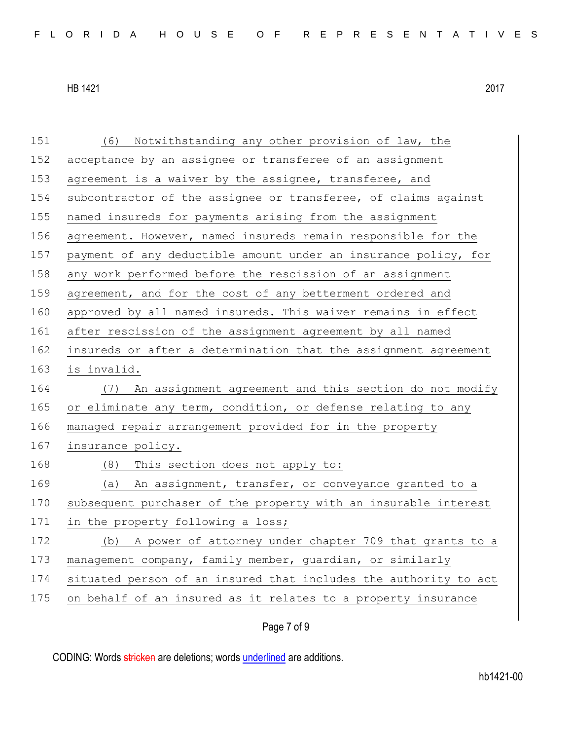(6) Notwithstanding any other provision of law, the acceptance by an assignee or transferee of an assignment agreement is a waiver by the assignee, transferee, and subcontractor of the assignee or transferee, of claims against named insureds for payments arising from the assignment agreement. However, named insureds remain responsible for the payment of any deductible amount under an insurance policy, for any work performed before the rescission of an assignment agreement, and for the cost of any betterment ordered and approved by all named insureds. This waiver remains in effect after rescission of the assignment agreement by all named insureds or after a determination that the assignment agreement is invalid.

(7) An assignment agreement and this section do not modify or eliminate any term, condition, or defense relating to any managed repair arrangement provided for in the property insurance policy.

(8) This section does not apply to:

(a) An assignment, transfer, or conveyance granted to a subsequent purchaser of the property with an insurable interest in the property following a loss;

(b) A power of attorney under chapter 709 that grants to a management company, family member, guardian, or similarly situated person of an insured that includes the authority to act on behalf of an insured as it relates to a property insurance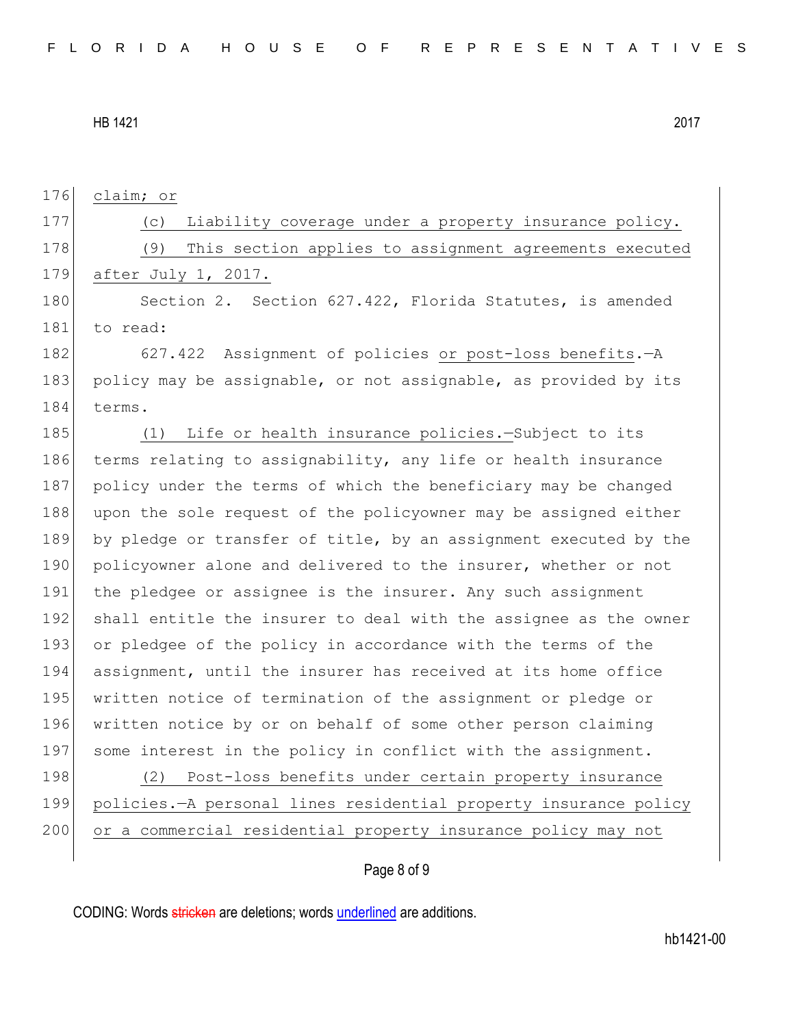claim; or

(c) Liability coverage under a property insurance policy.

(9) This section applies to assignment agreements executed after July 1, 2017.

Section 2. Section 627.422, Florida Statutes, is amended to read:

627.422 Assignment of policies or post-loss benefits.—A policy may be assignable, or not assignable, as provided by its terms.

(1) Life or health insurance policies.—Subject to its terms relating to assignability, any life or health insurance policy under the terms of which the beneficiary may be changed upon the sole request of the policyowner may be assigned either by pledge or transfer of title, by an assignment executed by the policyowner alone and delivered to the insurer, whether or not the pledgee or assignee is the insurer. Any such assignment shall entitle the insurer to deal with the assignee as the owner or pledgee of the policy in accordance with the terms of the assignment, until the insurer has received at its home office written notice of termination of the assignment or pledge or written notice by or on behalf of some other person claiming some interest in the policy in conflict with the assignment.

(2) Post-loss benefits under certain property insurance policies.—A personal lines residential property insurance policy or a commercial residential property insurance policy may not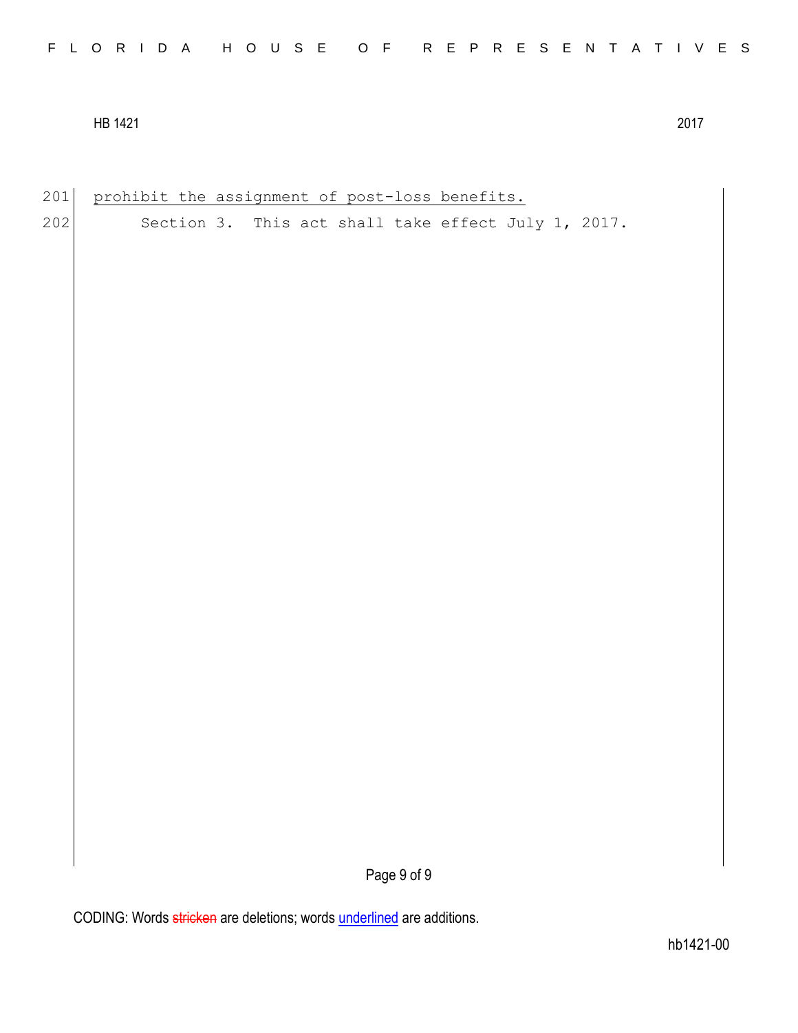201 <u>prohibit the assignment of post-loss benefits.</u>

202 Section 3. This act shall take effect July 1, 2017.